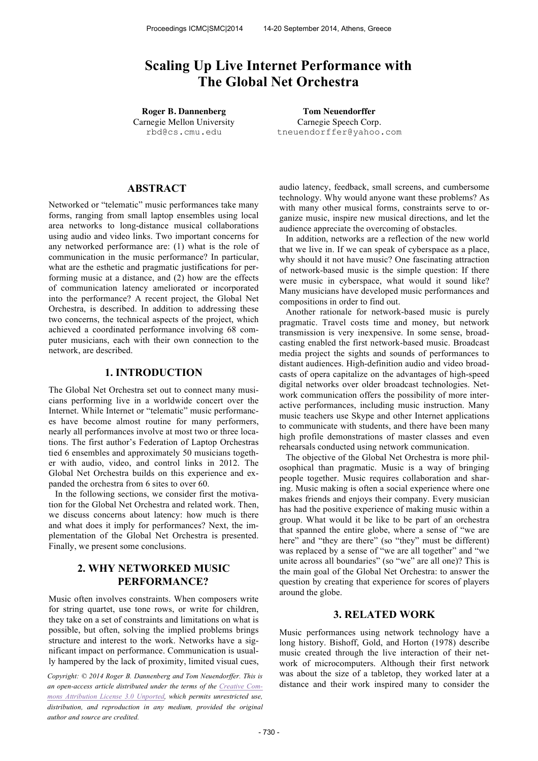# Scaling Up Live Internet Performance with The Global Net Orchestra

**Roger B. Dannenberg**
Carnegie Mellon University
rbd@cs.cmu.edu

**Tom Neuendorffer**
Carnegie Speech Corp.
tneuendorffer@yahoo.com

## ABSTRACT

Networked or "telematic" music performances take many forms, ranging from small laptop ensembles using local area networks to long-distance musical collaborations using audio and video links. Two important concerns for any networked performance are: (1) what is the role of communication in the music performance? In particular, what are the esthetic and pragmatic justifications for performing music at a distance, and (2) how are the effects of communication latency ameliorated or incorporated into the performance? A recent project, the Global Net Orchestra, is described. In addition to addressing these two concerns, the technical aspects of the project, which achieved a coordinated performance involving 68 computer musicians, each with their own connection to the network, are described.

## 1. INTRODUCTION

The Global Net Orchestra set out to connect many musicians performing live in a worldwide concert over the Internet. While Internet or "telematic" music performances have become almost routine for many performers, nearly all performances involve at most two or three locations. The first author's Federation of Laptop Orchestras tied 6 ensembles and approximately 50 musicians together with audio, video, and control links in 2012. The Global Net Orchestra builds on this experience and expanded the orchestra from 6 sites to over 60.

In the following sections, we consider first the motivation for the Global Net Orchestra and related work. Then, we discuss concerns about latency: how much is there and what does it imply for performances? Next, the implementation of the Global Net Orchestra is presented. Finally, we present some conclusions.

## 2. WHY NETWORKED MUSIC PERFORMANCE?

Music often involves constraints. When composers write for string quartet, use tone rows, or write for children, they take on a set of constraints and limitations on what is possible, but often, solving the implied problems brings structure and interest to the work. Networks have a significant impact on performance. Communication is usually hampered by the lack of proximity, limited visual cues, audio latency, feedback, small screens, and cumbersome technology. Why would anyone want these problems? As with many other musical forms, constraints serve to organize music, inspire new musical directions, and let the audience appreciate the overcoming of obstacles.

In addition, networks are a reflection of the new world that we live in. If we can speak of cyberspace as a place, why should it not have music? One fascinating attraction of network-based music is the simple question: If there were music in cyberspace, what would it sound like? Many musicians have developed music performances and compositions in order to find out.

Another rationale for network-based music is purely pragmatic. Travel costs time and money, but network transmission is very inexpensive. In some sense, broadcasting enabled the first network-based music. Broadcast media project the sights and sounds of performances to distant audiences. High-definition audio and video broadcasts of opera capitalize on the advantages of high-speed digital networks over older broadcast technologies. Network communication offers the possibility of more interactive performances, including music instruction. Many music teachers use Skype and other Internet applications to communicate with students, and there have been many high profile demonstrations of master classes and even rehearsals conducted using network communication.

The objective of the Global Net Orchestra is more philosophical than pragmatic. Music is a way of bringing people together. Music requires collaboration and sharing. Music making is often a social experience where one makes friends and enjoys their company. Every musician has had the positive experience of making music within a group. What would it be like to be part of an orchestra that spanned the entire globe, where a sense of "we are here" and "they are there" (so "they" must be different) was replaced by a sense of "we are all together" and "we unite across all boundaries" (so "we" are all one)? This is the main goal of the Global Net Orchestra: to answer the question by creating that experience for scores of players around the globe.

## 3. RELATED WORK

Music performances using network technology have a long history. Bishoff, Gold, and Horton (1978) describe music created through the live interaction of their network of microcomputers. Although their first network was about the size of a tabletop, they worked later at a distance and their work inspired many to consider the

*Copyright: © 2014 Roger B. Dannenberg and Tom Neuendorffer. This is an open-access article distributed under the terms of the Creative Commons Attribution License 3.0 Unported, which permits unrestricted use, distribution, and reproduction in any medium, provided the original author and source are credited.*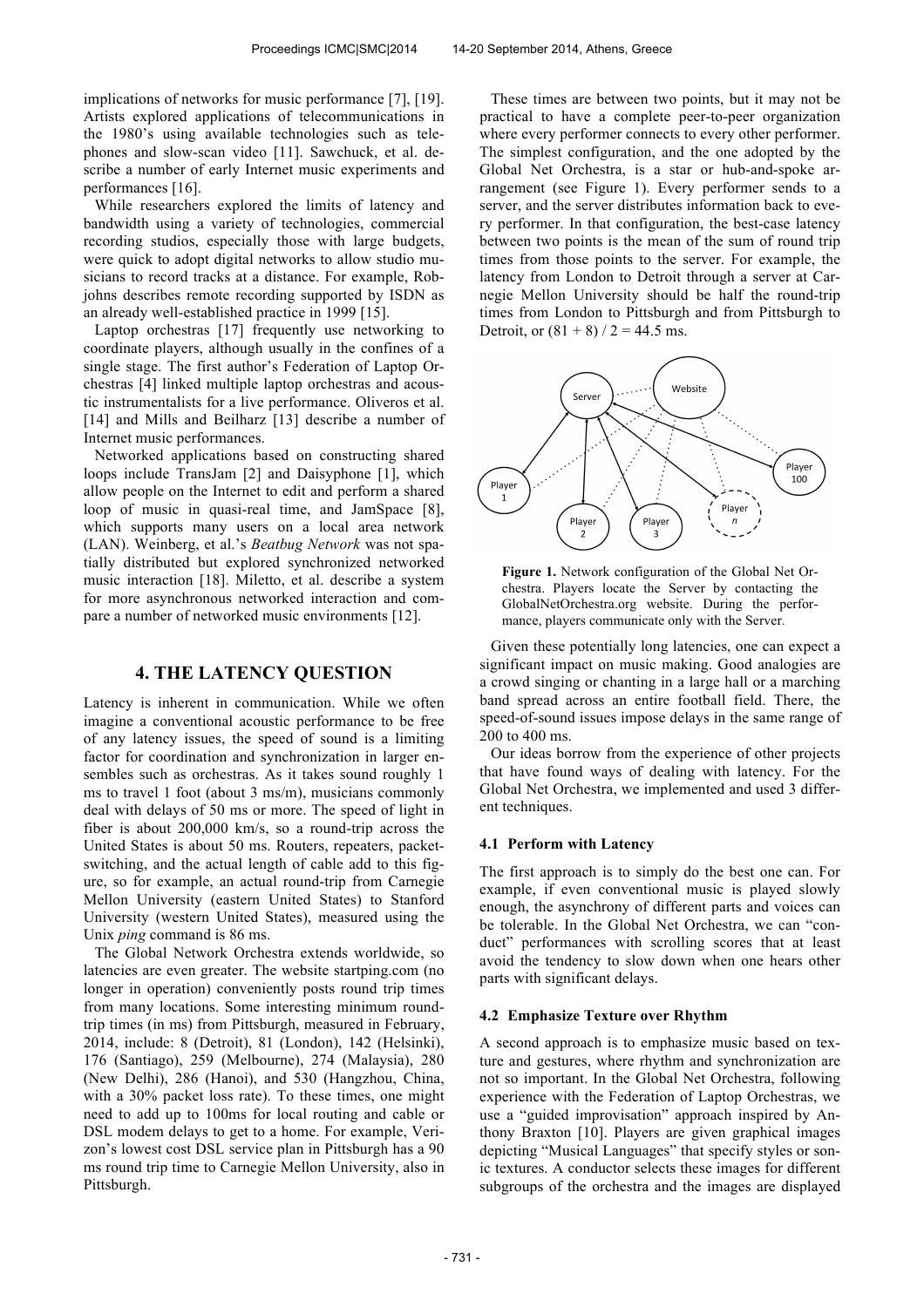implications of networks for music performance [7], [19]. Artists explored applications of telecommunications in the 1980's using available technologies such as telephones and slow-scan video [11]. Sawchuck, et al. describe a number of early Internet music experiments and performances [16].

While researchers explored the limits of latency and bandwidth using a variety of technologies, commercial recording studios, especially those with large budgets, were quick to adopt digital networks to allow studio musicians to record tracks at a distance. For example, Robjohns describes remote recording supported by ISDN as an already well-established practice in 1999 [15].

Laptop orchestras [17] frequently use networking to coordinate players, although usually in the confines of a single stage. The first author's Federation of Laptop Orchestras [4] linked multiple laptop orchestras and acoustic instrumentalists for a live performance. Oliveros et al. [14] and Mills and Beilharz [13] describe a number of Internet music performances.

Networked applications based on constructing shared loops include TransJam [2] and Daisyphone [1], which allow people on the Internet to edit and perform a shared loop of music in quasi-real time, and JamSpace [8], which supports many users on a local area network (LAN). Weinberg, et al.'s *Beatbug Network* was not spatially distributed but explored synchronized networked music interaction [18]. Miletto, et al. describe a system for more asynchronous networked interaction and compare a number of networked music environments [12].

## 4. THE LATENCY QUESTION

Latency is inherent in communication. While we often imagine a conventional acoustic performance to be free of any latency issues, the speed of sound is a limiting factor for coordination and synchronization in larger ensembles such as orchestras. As it takes sound roughly 1 ms to travel 1 foot (about 3 ms/m), musicians commonly deal with delays of 50 ms or more. The speed of light in fiber is about 200,000 km/s, so a round-trip across the United States is about 50 ms. Routers, repeaters, packet-switching, and the actual length of cable add to this figure, so for example, an actual round-trip from Carnegie Mellon University (eastern United States) to Stanford University (western United States), measured using the Unix *ping* command is 86 ms.

The Global Network Orchestra extends worldwide, so latencies are even greater. The website startping.com (no longer in operation) conveniently posts round trip times from many locations. Some interesting minimum round-trip times (in ms) from Pittsburgh, measured in February, 2014, include: 8 (Detroit), 81 (London), 142 (Helsinki), 176 (Santiago), 259 (Melbourne), 274 (Malaysia), 280 (New Delhi), 286 (Hanoi), and 530 (Hangzhou, China, with a 30% packet loss rate). To these times, one might need to add up to 100ms for local routing and cable or DSL modem delays to get to a home. For example, Verizon's lowest cost DSL service plan in Pittsburgh has a 90 ms round trip time to Carnegie Mellon University, also in Pittsburgh.

These times are between two points, but it may not be practical to have a complete peer-to-peer organization where every performer connects to every other performer. The simplest configuration, and the one adopted by the Global Net Orchestra, is a star or hub-and-spoke arrangement (see Figure 1). Every performer sends to a server, and the server distributes information back to every performer. In that configuration, the best-case latency between two points is the mean of the sum of round trip times from those points to the server. For example, the latency from London to Detroit through a server at Carnegie Mellon University should be half the round-trip times from London to Pittsburgh and from Pittsburgh to Detroit, or (81 + 8) / 2 = 44.5 ms.

Server
Website
Player 1
Player 2
Player 3
Player n
Player 100

**Figure 1.** Network configuration of the Global Net Orchestra. Players locate the Server by contacting the GlobalNetOrchestra.org website. During the performance, players communicate only with the Server.

Given these potentially long latencies, one can expect a significant impact on music making. Good analogies are a crowd singing or chanting in a large hall or a marching band spread across an entire football field. There, the speed-of-sound issues impose delays in the same range of 200 to 400 ms.

Our ideas borrow from the experience of other projects that have found ways of dealing with latency. For the Global Net Orchestra, we implemented and used 3 different techniques.

### 4.1 Perform with Latency

The first approach is to simply do the best one can. For example, if even conventional music is played slowly enough, the asynchrony of different parts and voices can be tolerable. In the Global Net Orchestra, we can "conduct" performances with scrolling scores that at least avoid the tendency to slow down when one hears other parts with significant delays.

### 4.2 Emphasize Texture over Rhythm

A second approach is to emphasize music based on texture and gestures, where rhythm and synchronization are not so important. In the Global Net Orchestra, following experience with the Federation of Laptop Orchestras, we use a "guided improvisation" approach inspired by Anthony Braxton [10]. Players are given graphical images depicting "Musical Languages" that specify styles or sonic textures. A conductor selects these images for different subgroups of the orchestra and the images are displayed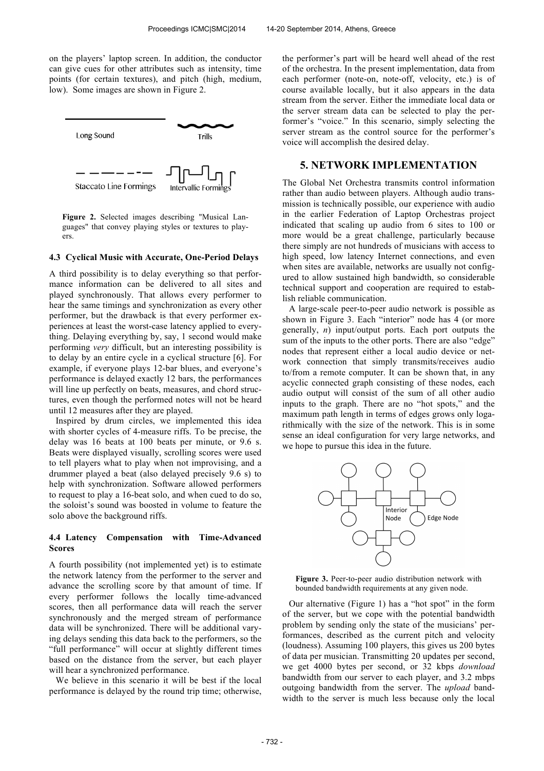on the players' laptop screen. In addition, the conductor can give cues for other attributes such as intensity, time points (for certain textures), and pitch (high, medium, low). Some images are shown in Figure 2.

Long Sound

Trills

Staccato Line Formings

Intervallic Formings

**Figure 2.** Selected images describing "Musical Languages" that convey playing styles or textures to players.

### 4.3 Cyclical Music with Accurate, One-Period Delays

A third possibility is to delay everything so that performance information can be delivered to all sites and played synchronously. That allows every performer to hear the same timings and synchronization as every other performer, but the drawback is that every performer experiences at least the worst-case latency applied to everything. Delaying everything by, say, 1 second would make performing *very* difficult, but an interesting possibility is to delay by an entire cycle in a cyclical structure [6]. For example, if everyone plays 12-bar blues, and everyone's performance is delayed exactly 12 bars, the performances will line up perfectly on beats, measures, and chord structures, even though the performed notes will not be heard until 12 measures after they are played.

Inspired by drum circles, we implemented this idea with shorter cycles of 4-measure riffs. To be precise, the delay was 16 beats at 100 beats per minute, or 9.6 s. Beats were displayed visually, scrolling scores were used to tell players what to play when not improvising, and a drummer played a beat (also delayed precisely 9.6 s) to help with synchronization. Software allowed performers to request to play a 16-beat solo, and when cued to do so, the soloist's sound was boosted in volume to feature the solo above the background riffs.

### 4.4 Latency Compensation with Time-Advanced Scores

A fourth possibility (not implemented yet) is to estimate the network latency from the performer to the server and advance the scrolling score by that amount of time. If every performer follows the locally time-advanced scores, then all performance data will reach the server synchronously and the merged stream of performance data will be synchronized. There will be additional varying delays sending this data back to the performers, so the "full performance" will occur at slightly different times based on the distance from the server, but each player will hear a synchronized performance.

We believe in this scenario it will be best if the local performance is delayed by the round trip time; otherwise, the performer's part will be heard well ahead of the rest of the orchestra. In the present implementation, data from each performer (note-on, note-off, velocity, etc.) is of course available locally, but it also appears in the data stream from the server. Either the immediate local data or the server stream data can be selected to play the performer's "voice." In this scenario, simply selecting the server stream as the control source for the performer's voice will accomplish the desired delay.

## 5. NETWORK IMPLEMENTATION

The Global Net Orchestra transmits control information rather than audio between players. Although audio transmission is technically possible, our experience with audio in the earlier Federation of Laptop Orchestras project indicated that scaling up audio from 6 sites to 100 or more would be a great challenge, particularly because there simply are not hundreds of musicians with access to high speed, low latency Internet connections, and even when sites are available, networks are usually not configured to allow sustained high bandwidth, so considerable technical support and cooperation are required to establish reliable communication.

A large-scale peer-to-peer audio network is possible as shown in Figure 3. Each "interior" node has 4 (or more generally, *n*) input/output ports. Each port outputs the sum of the inputs to the other ports. There are also "edge" nodes that represent either a local audio device or network connection that simply transmits/receives audio to/from a remote computer. It can be shown that, in any acyclic connected graph consisting of these nodes, each audio output will consist of the sum of all other audio inputs to the graph. There are no "hot spots," and the maximum path length in terms of edges grows only logarithmically with the size of the network. This is in some sense an ideal configuration for very large networks, and we hope to pursue this idea in the future.

Interior Node

Edge Node

**Figure 3.** Peer-to-peer audio distribution network with bounded bandwidth requirements at any given node.

Our alternative (Figure 1) has a "hot spot" in the form of the server, but we cope with the potential bandwidth problem by sending only the state of the musicians' performances, described as the current pitch and velocity (loudness). Assuming 100 players, this gives us 200 bytes of data per musician. Transmitting 20 updates per second, we get 4000 bytes per second, or 32 kbps *download* bandwidth from our server to each player, and 3.2 mbps outgoing bandwidth from the server. The *upload* bandwidth to the server is much less because only the local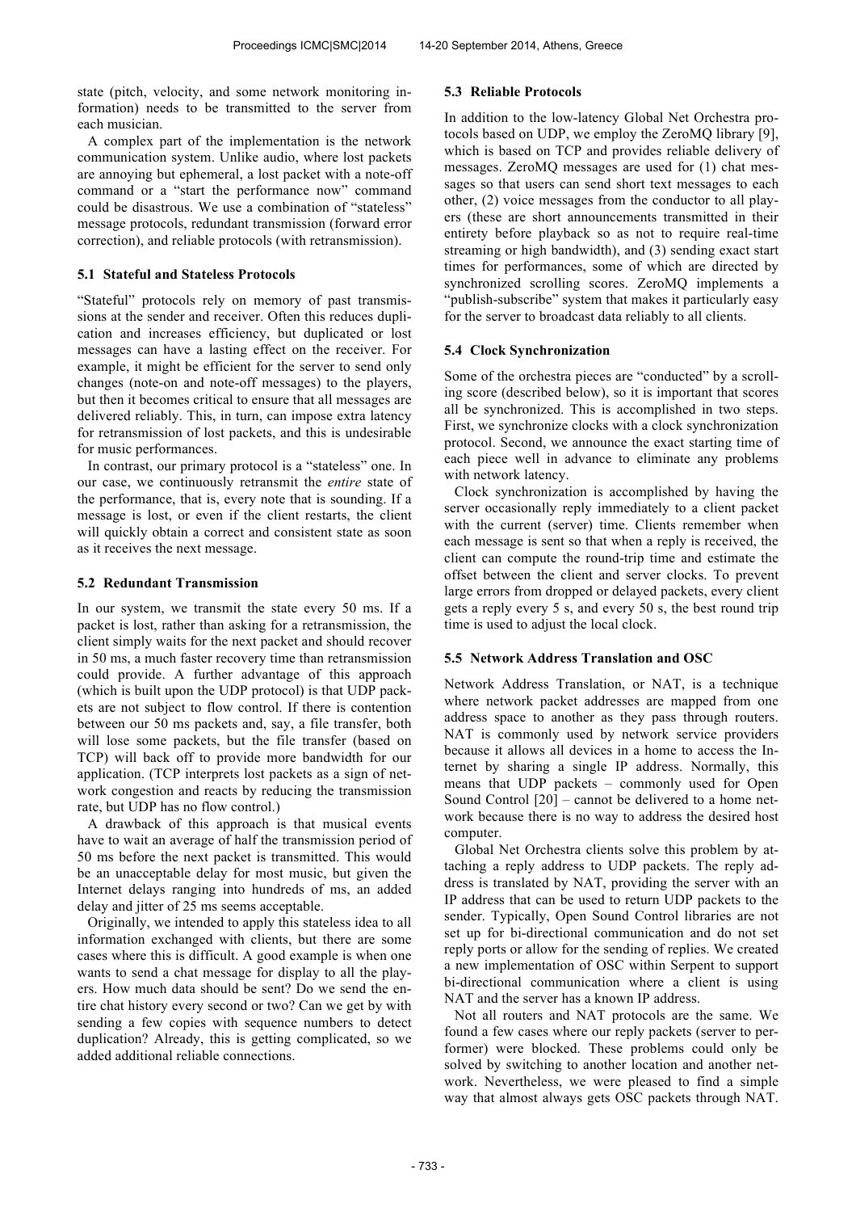state (pitch, velocity, and some network monitoring information) needs to be transmitted to the server from each musician.

A complex part of the implementation is the network communication system. Unlike audio, where lost packets are annoying but ephemeral, a lost packet with a note-off command or a "start the performance now" command could be disastrous. We use a combination of "stateless" message protocols, redundant transmission (forward error correction), and reliable protocols (with retransmission).

### 5.1 Stateful and Stateless Protocols

"Stateful" protocols rely on memory of past transmissions at the sender and receiver. Often this reduces duplication and increases efficiency, but duplicated or lost messages can have a lasting effect on the receiver. For example, it might be efficient for the server to send only changes (note-on and note-off messages) to the players, but then it becomes critical to ensure that all messages are delivered reliably. This, in turn, can impose extra latency for retransmission of lost packets, and this is undesirable for music performances.

In contrast, our primary protocol is a "stateless" one. In our case, we continuously retransmit the *entire* state of the performance, that is, every note that is sounding. If a message is lost, or even if the client restarts, the client will quickly obtain a correct and consistent state as soon as it receives the next message.

### 5.2 Redundant Transmission

In our system, we transmit the state every 50 ms. If a packet is lost, rather than asking for a retransmission, the client simply waits for the next packet and should recover in 50 ms, a much faster recovery time than retransmission could provide. A further advantage of this approach (which is built upon the UDP protocol) is that UDP packets are not subject to flow control. If there is contention between our 50 ms packets and, say, a file transfer, both will lose some packets, but the file transfer (based on TCP) will back off to provide more bandwidth for our application. (TCP interprets lost packets as a sign of network congestion and reacts by reducing the transmission rate, but UDP has no flow control.)

A drawback of this approach is that musical events have to wait an average of half the transmission period of 50 ms before the next packet is transmitted. This would be an unacceptable delay for most music, but given the Internet delays ranging into hundreds of ms, an added delay and jitter of 25 ms seems acceptable.

Originally, we intended to apply this stateless idea to all information exchanged with clients, but there are some cases where this is difficult. A good example is when one wants to send a chat message for display to all the players. How much data should be sent? Do we send the entire chat history every second or two? Can we get by with sending a few copies with sequence numbers to detect duplication? Already, this is getting complicated, so we added additional reliable connections.

### 5.3 Reliable Protocols

In addition to the low-latency Global Net Orchestra protocols based on UDP, we employ the ZeroMQ library [9], which is based on TCP and provides reliable delivery of messages. ZeroMQ messages are used for (1) chat messages so that users can send short text messages to each other, (2) voice messages from the conductor to all players (these are short announcements transmitted in their entirety before playback so as not to require real-time streaming or high bandwidth), and (3) sending exact start times for performances, some of which are directed by synchronized scrolling scores. ZeroMQ implements a "publish-subscribe" system that makes it particularly easy for the server to broadcast data reliably to all clients.

### 5.4 Clock Synchronization

Some of the orchestra pieces are "conducted" by a scrolling score (described below), so it is important that scores all be synchronized. This is accomplished in two steps. First, we synchronize clocks with a clock synchronization protocol. Second, we announce the exact starting time of each piece well in advance to eliminate any problems with network latency.

Clock synchronization is accomplished by having the server occasionally reply immediately to a client packet with the current (server) time. Clients remember when each message is sent so that when a reply is received, the client can compute the round-trip time and estimate the offset between the client and server clocks. To prevent large errors from dropped or delayed packets, every client gets a reply every 5 s, and every 50 s, the best round trip time is used to adjust the local clock.

### 5.5 Network Address Translation and OSC

Network Address Translation, or NAT, is a technique where network packet addresses are mapped from one address space to another as they pass through routers. NAT is commonly used by network service providers because it allows all devices in a home to access the Internet by sharing a single IP address. Normally, this means that UDP packets – commonly used for Open Sound Control [20] – cannot be delivered to a home network because there is no way to address the desired host computer.

Global Net Orchestra clients solve this problem by attaching a reply address to UDP packets. The reply address is translated by NAT, providing the server with an IP address that can be used to return UDP packets to the sender. Typically, Open Sound Control libraries are not set up for bi-directional communication and do not set reply ports or allow for the sending of replies. We created a new implementation of OSC within Serpent to support bi-directional communication where a client is using NAT and the server has a known IP address.

Not all routers and NAT protocols are the same. We found a few cases where our reply packets (server to performer) were blocked. These problems could only be solved by switching to another location and another network. Nevertheless, we were pleased to find a simple way that almost always gets OSC packets through NAT.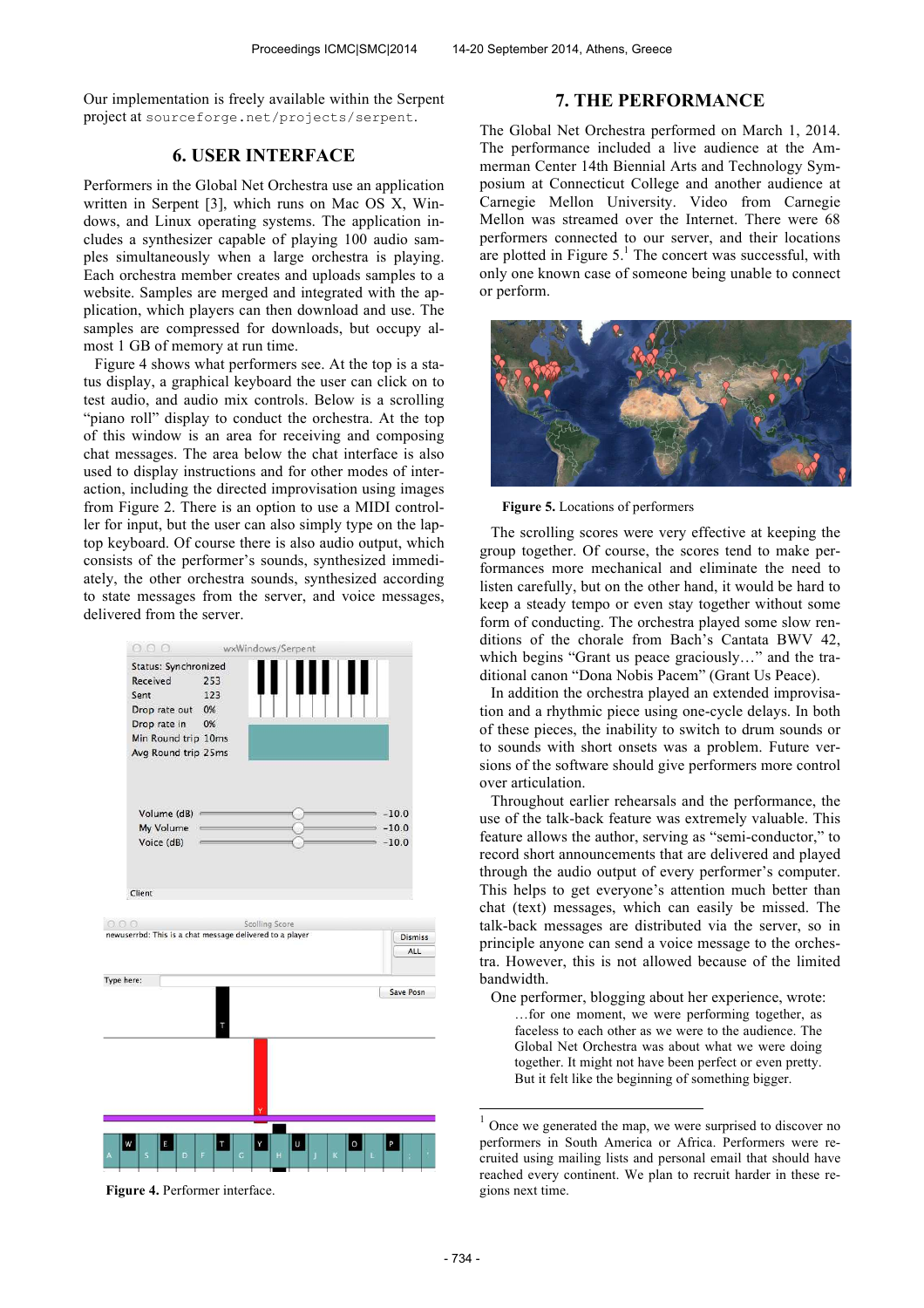Our implementation is freely available within the Serpent project at sourceforge.net/projects/serpent.

## 6. USER INTERFACE

Performers in the Global Net Orchestra use an application written in Serpent [3], which runs on Mac OS X, Windows, and Linux operating systems. The application includes a synthesizer capable of playing 100 audio samples simultaneously when a large orchestra is playing. Each orchestra member creates and uploads samples to a website. Samples are merged and integrated with the application, which players can then download and use. The samples are compressed for downloads, but occupy almost 1 GB of memory at run time.

Figure 4 shows what performers see. At the top is a status display, a graphical keyboard the user can click on to test audio, and audio mix controls. Below is a scrolling "piano roll" display to conduct the orchestra. At the top of this window is an area for receiving and composing chat messages. The area below the chat interface is also used to display instructions and for other modes of interaction, including the directed improvisation using images from Figure 2. There is an option to use a MIDI controller for input, but the user can also simply type on the laptop keyboard. Of course there is also audio output, which consists of the performer's sounds, synthesized immediately, the other orchestra sounds, synthesized according to state messages from the server, and voice messages, delivered from the server.

wxWindows/Serpent

Status: Synchronized
Received 253
Sent 123
Drop rate out 0%
Drop rate in 0%
Min Round trip 10ms
Avg Round trip 25ms

Volume (dB) -10.0
My Volume -10.0
Voice (dB) -10.0

Client

Scolling Score

newuserrbd: This is a chat message delivered to a player

Dismiss
ALL

Type here:

Save Posn

**Figure 4.** Performer interface.

## 7. THE PERFORMANCE

The Global Net Orchestra performed on March 1, 2014. The performance included a live audience at the Ammerman Center 14th Biennial Arts and Technology Symposium at Connecticut College and another audience at Carnegie Mellon University. Video from Carnegie Mellon was streamed over the Internet. There were 68 performers connected to our server, and their locations are plotted in Figure 5.[1] The concert was successful, with only one known case of someone being unable to connect or perform.

**Figure 5.** Locations of performers

The scrolling scores were very effective at keeping the group together. Of course, the scores tend to make performances more mechanical and eliminate the need to listen carefully, but on the other hand, it would be hard to keep a steady tempo or even stay together without some form of conducting. The orchestra played some slow renditions of the chorale from Bach's Cantata BWV 42, which begins "Grant us peace graciously…" and the traditional canon "Dona Nobis Pacem" (Grant Us Peace).

In addition the orchestra played an extended improvisation and a rhythmic piece using one-cycle delays. In both of these pieces, the inability to switch to drum sounds or to sounds with short onsets was a problem. Future versions of the software should give performers more control over articulation.

Throughout earlier rehearsals and the performance, the use of the talk-back feature was extremely valuable. This feature allows the author, serving as "semi-conductor," to record short announcements that are delivered and played through the audio output of every performer's computer. This helps to get everyone's attention much better than chat (text) messages, which can easily be missed. The talk-back messages are distributed via the server, so in principle anyone can send a voice message to the orchestra. However, this is not allowed because of the limited bandwidth.

One performer, blogging about her experience, wrote:

> …for one moment, we were performing together, as faceless to each other as we were to the audience. The Global Net Orchestra was about what we were doing together. It might not have been perfect or even pretty. But it felt like the beginning of something bigger.

---

[1] Once we generated the map, we were surprised to discover no performers in South America or Africa. Performers were recruited using mailing lists and personal email that should have reached every continent. We plan to recruit harder in these regions next time.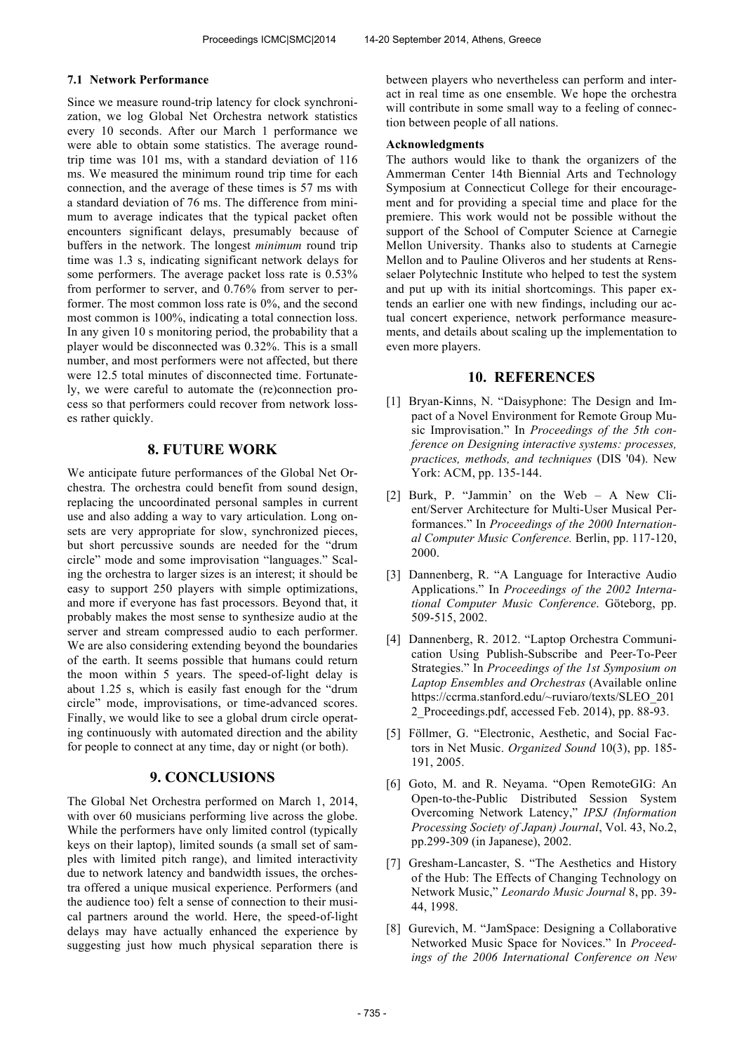### 7.1 Network Performance

Since we measure round-trip latency for clock synchronization, we log Global Net Orchestra network statistics every 10 seconds. After our March 1 performance we were able to obtain some statistics. The average round-trip time was 101 ms, with a standard deviation of 116 ms. We measured the minimum round trip time for each connection, and the average of these times is 57 ms with a standard deviation of 76 ms. The difference from minimum to average indicates that the typical packet often encounters significant delays, presumably because of buffers in the network. The longest *minimum* round trip time was 1.3 s, indicating significant network delays for some performers. The average packet loss rate is 0.53% from performer to server, and 0.76% from server to performer. The most common loss rate is 0%, and the second most common is 100%, indicating a total connection loss. In any given 10 s monitoring period, the probability that a player would be disconnected was 0.32%. This is a small number, and most performers were not affected, but there were 12.5 total minutes of disconnected time. Fortunately, we were careful to automate the (re)connection process so that performers could recover from network losses rather quickly.

## 8. FUTURE WORK

We anticipate future performances of the Global Net Orchestra. The orchestra could benefit from sound design, replacing the uncoordinated personal samples in current use and also adding a way to vary articulation. Long onsets are very appropriate for slow, synchronized pieces, but short percussive sounds are needed for the "drum circle" mode and some improvisation "languages." Scaling the orchestra to larger sizes is an interest; it should be easy to support 250 players with simple optimizations, and more if everyone has fast processors. Beyond that, it probably makes the most sense to synthesize audio at the server and stream compressed audio to each performer. We are also considering extending beyond the boundaries of the earth. It seems possible that humans could return the moon within 5 years. The speed-of-light delay is about 1.25 s, which is easily fast enough for the "drum circle" mode, improvisations, or time-advanced scores. Finally, we would like to see a global drum circle operating continuously with automated direction and the ability for people to connect at any time, day or night (or both).

## 9. CONCLUSIONS

The Global Net Orchestra performed on March 1, 2014, with over 60 musicians performing live across the globe. While the performers have only limited control (typically keys on their laptop), limited sounds (a small set of samples with limited pitch range), and limited interactivity due to network latency and bandwidth issues, the orchestra offered a unique musical experience. Performers (and the audience too) felt a sense of connection to their musical partners around the world. Here, the speed-of-light delays may have actually enhanced the experience by suggesting just how much physical separation there is between players who nevertheless can perform and interact in real time as one ensemble. We hope the orchestra will contribute in some small way to a feeling of connection between people of all nations.

**Acknowledgments**

The authors would like to thank the organizers of the Ammerman Center 14th Biennial Arts and Technology Symposium at Connecticut College for their encouragement and for providing a special time and place for the premiere. This work would not be possible without the support of the School of Computer Science at Carnegie Mellon University. Thanks also to students at Carnegie Mellon and to Pauline Oliveros and her students at Rensselaer Polytechnic Institute who helped to test the system and put up with its initial shortcomings. This paper extends an earlier one with new findings, including our actual concert experience, network performance measurements, and details about scaling up the implementation to even more players.

## 10. REFERENCES

[1] Bryan-Kinns, N. "Daisyphone: The Design and Impact of a Novel Environment for Remote Group Music Improvisation." In *Proceedings of the 5th conference on Designing interactive systems: processes, practices, methods, and techniques* (DIS '04). New York: ACM, pp. 135-144.

[2] Burk, P. "Jammin' on the Web – A New Client/Server Architecture for Multi-User Musical Performances." In *Proceedings of the 2000 International Computer Music Conference.* Berlin, pp. 117-120, 2000.

[3] Dannenberg, R. "A Language for Interactive Audio Applications." In *Proceedings of the 2002 International Computer Music Conference*. Göteborg, pp. 509-515, 2002.

[4] Dannenberg, R. 2012. "Laptop Orchestra Communication Using Publish-Subscribe and Peer-To-Peer Strategies." In *Proceedings of the 1st Symposium on Laptop Ensembles and Orchestras* (Available online https://ccrma.stanford.edu/~ruviaro/texts/SLEO_2012_Proceedings.pdf, accessed Feb. 2014), pp. 88-93.

[5] Föllmer, G. "Electronic, Aesthetic, and Social Factors in Net Music. *Organized Sound* 10(3), pp. 185-191, 2005.

[6] Goto, M. and R. Neyama. "Open RemoteGIG: An Open-to-the-Public Distributed Session System Overcoming Network Latency," *IPSJ (Information Processing Society of Japan) Journal*, Vol. 43, No.2, pp.299-309 (in Japanese), 2002.

[7] Gresham-Lancaster, S. "The Aesthetics and History of the Hub: The Effects of Changing Technology on Network Music," *Leonardo Music Journal* 8, pp. 39-44, 1998.

[8] Gurevich, M. "JamSpace: Designing a Collaborative Networked Music Space for Novices." In *Proceedings of the 2006 International Conference on New*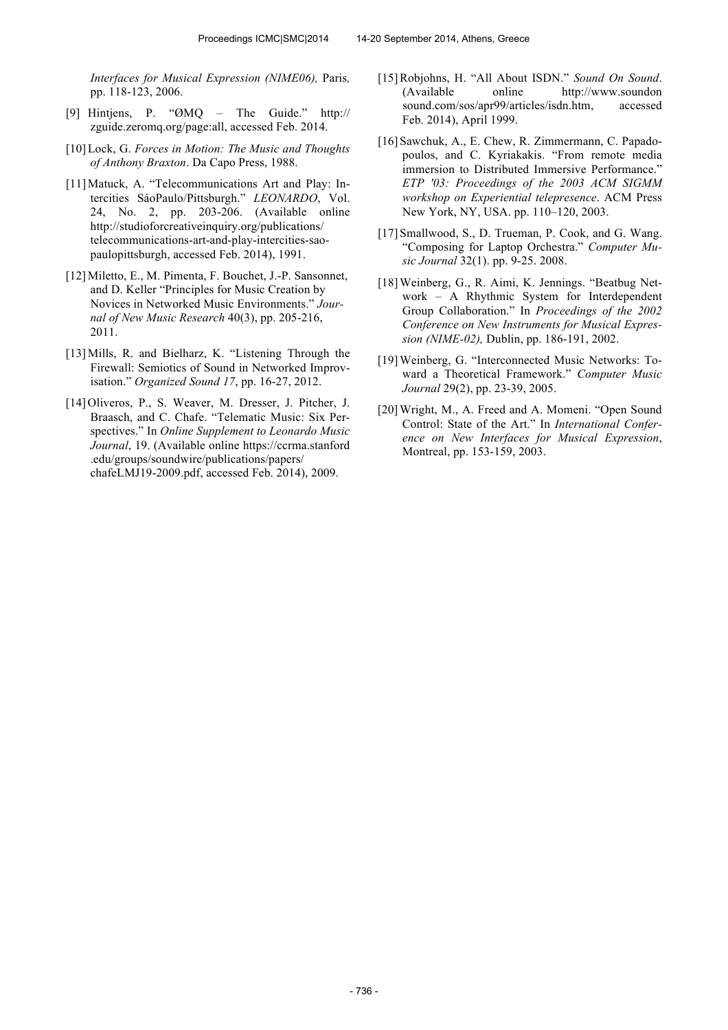*Interfaces for Musical Expression (NIME06),* Paris*,* pp. 118-123, 2006.

[9] Hintjens, P. "ØMQ – The Guide." http://zguide.zeromq.org/page:all, accessed Feb. 2014.

[10] Lock, G. *Forces in Motion: The Music and Thoughts of Anthony Braxton*. Da Capo Press, 1988.

[11] Matuck, A. "Telecommunications Art and Play: Intercities SáoPaulo/Pittsburgh." *LEONARDO*, Vol. 24, No. 2, pp. 203-206. (Available online http://studioforcreativeinquiry.org/publications/telecommunications-art-and-play-intercities-sao-paulopittsburgh, accessed Feb. 2014), 1991.

[12] Miletto, E., M. Pimenta, F. Bouchet, J.-P. Sansonnet, and D. Keller "Principles for Music Creation by Novices in Networked Music Environments." *Journal of New Music Research* 40(3), pp. 205-216, 2011.

[13] Mills, R. and Bielharz, K. "Listening Through the Firewall: Semiotics of Sound in Networked Improvisation." *Organized Sound 17*, pp. 16-27, 2012.

[14] Oliveros, P., S. Weaver, M. Dresser, J. Pitcher, J. Braasch, and C. Chafe. "Telematic Music: Six Perspectives." In *Online Supplement to Leonardo Music Journal*, 19. (Available online https://ccrma.stanford.edu/groups/soundwire/publications/papers/chafeLMJ19-2009.pdf, accessed Feb. 2014), 2009.

[15] Robjohns, H. "All About ISDN." *Sound On Sound*. (Available online http://www.soundonsound.com/sos/apr99/articles/isdn.htm, accessed Feb. 2014), April 1999.

[16] Sawchuk, A., E. Chew, R. Zimmermann, C. Papadopoulos, and C. Kyriakakis. "From remote media immersion to Distributed Immersive Performance." *ETP '03: Proceedings of the 2003 ACM SIGMM workshop on Experiential telepresence*. ACM Press New York, NY, USA. pp. 110–120, 2003.

[17] Smallwood, S., D. Trueman, P. Cook, and G. Wang. "Composing for Laptop Orchestra." *Computer Music Journal* 32(1). pp. 9-25. 2008.

[18] Weinberg, G., R. Aimi, K. Jennings. "Beatbug Network – A Rhythmic System for Interdependent Group Collaboration." In *Proceedings of the 2002 Conference on New Instruments for Musical Expression (NIME-02),* Dublin, pp. 186-191, 2002.

[19] Weinberg, G. "Interconnected Music Networks: Toward a Theoretical Framework." *Computer Music Journal* 29(2), pp. 23-39, 2005.

[20] Wright, M., A. Freed and A. Momeni. "Open Sound Control: State of the Art." In *International Conference on New Interfaces for Musical Expression*, Montreal, pp. 153-159, 2003.